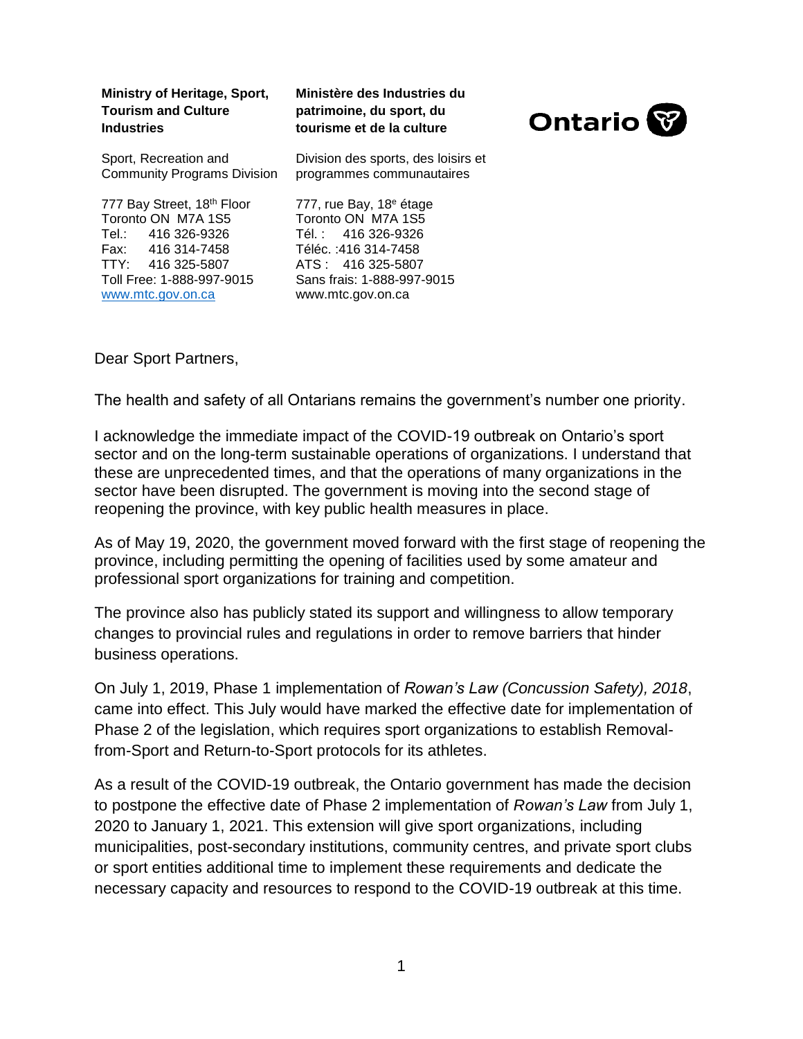**Ministry of Heritage, Sport, Tourism and Culture Industries**

Sport, Recreation and Community Programs Division

777 Bay Street, 18th Floor
Toronto ON M7A 1S5
Tel.: 416 326-9326
Fax: 416 314-7458
TTY: 416 325-5807
Toll Free: 1-888-997-9015
www.mtc.gov.on.ca

**Ministère des Industries du patrimoine, du sport, du tourisme et de la culture**

Division des sports, des loisirs et programmes communautaires

777, rue Bay, 18e étage
Toronto ON M7A 1S5
Tél. : 416 326-9326
Téléc. :416 314-7458
ATS : 416 325-5807
Sans frais: 1-888-997-9015
www.mtc.gov.on.ca

Ontario

Dear Sport Partners,

The health and safety of all Ontarians remains the government's number one priority.

I acknowledge the immediate impact of the COVID-19 outbreak on Ontario's sport sector and on the long-term sustainable operations of organizations. I understand that these are unprecedented times, and that the operations of many organizations in the sector have been disrupted. The government is moving into the second stage of reopening the province, with key public health measures in place.

As of May 19, 2020, the government moved forward with the first stage of reopening the province, including permitting the opening of facilities used by some amateur and professional sport organizations for training and competition.

The province also has publicly stated its support and willingness to allow temporary changes to provincial rules and regulations in order to remove barriers that hinder business operations.

On July 1, 2019, Phase 1 implementation of *Rowan's Law (Concussion Safety), 2018*, came into effect. This July would have marked the effective date for implementation of Phase 2 of the legislation, which requires sport organizations to establish Removal-from-Sport and Return-to-Sport protocols for its athletes.

As a result of the COVID-19 outbreak, the Ontario government has made the decision to postpone the effective date of Phase 2 implementation of *Rowan's Law* from July 1, 2020 to January 1, 2021. This extension will give sport organizations, including municipalities, post-secondary institutions, community centres, and private sport clubs or sport entities additional time to implement these requirements and dedicate the necessary capacity and resources to respond to the COVID-19 outbreak at this time.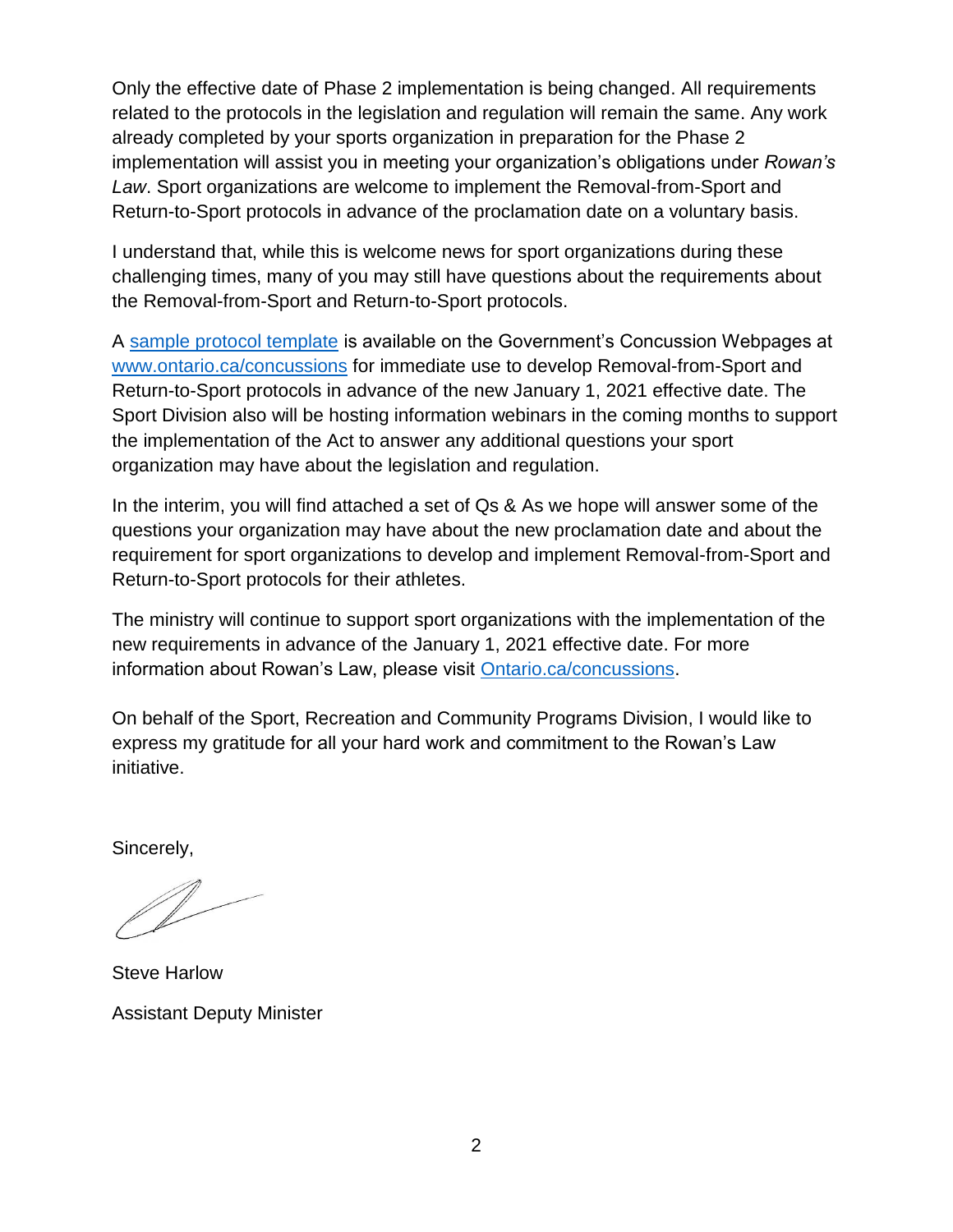Only the effective date of Phase 2 implementation is being changed. All requirements related to the protocols in the legislation and regulation will remain the same. Any work already completed by your sports organization in preparation for the Phase 2 implementation will assist you in meeting your organization's obligations under *Rowan's Law*. Sport organizations are welcome to implement the Removal-from-Sport and Return-to-Sport protocols in advance of the proclamation date on a voluntary basis.

I understand that, while this is welcome news for sport organizations during these challenging times, many of you may still have questions about the requirements about the Removal-from-Sport and Return-to-Sport protocols.

A sample protocol template is available on the Government's Concussion Webpages at www.ontario.ca/concussions for immediate use to develop Removal-from-Sport and Return-to-Sport protocols in advance of the new January 1, 2021 effective date. The Sport Division also will be hosting information webinars in the coming months to support the implementation of the Act to answer any additional questions your sport organization may have about the legislation and regulation.

In the interim, you will find attached a set of Qs & As we hope will answer some of the questions your organization may have about the new proclamation date and about the requirement for sport organizations to develop and implement Removal-from-Sport and Return-to-Sport protocols for their athletes.

The ministry will continue to support sport organizations with the implementation of the new requirements in advance of the January 1, 2021 effective date. For more information about Rowan's Law, please visit Ontario.ca/concussions.

On behalf of the Sport, Recreation and Community Programs Division, I would like to express my gratitude for all your hard work and commitment to the Rowan's Law initiative.

Sincerely,

Steve Harlow

Assistant Deputy Minister